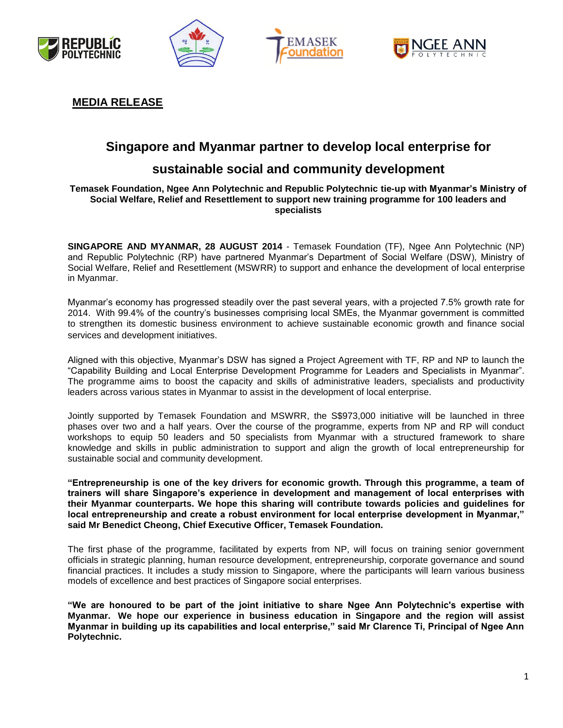**MEDIA RELEASE**

# Singapore and Myanmar partner to develop local enterprise for sustainable social and community development

**Temasek Foundation, Ngee Ann Polytechnic and Republic Polytechnic tie-up with Myanmar's Ministry of Social Welfare, Relief and Resettlement to support new training programme for 100 leaders and specialists**

**SINGAPORE AND MYANMAR, 28 AUGUST 2014** - Temasek Foundation (TF), Ngee Ann Polytechnic (NP) and Republic Polytechnic (RP) have partnered Myanmar's Department of Social Welfare (DSW), Ministry of Social Welfare, Relief and Resettlement (MSWRR) to support and enhance the development of local enterprise in Myanmar.

Myanmar's economy has progressed steadily over the past several years, with a projected 7.5% growth rate for 2014. With 99.4% of the country's businesses comprising local SMEs, the Myanmar government is committed to strengthen its domestic business environment to achieve sustainable economic growth and finance social services and development initiatives.

Aligned with this objective, Myanmar's DSW has signed a Project Agreement with TF, RP and NP to launch the "Capability Building and Local Enterprise Development Programme for Leaders and Specialists in Myanmar". The programme aims to boost the capacity and skills of administrative leaders, specialists and productivity leaders across various states in Myanmar to assist in the development of local enterprise.

Jointly supported by Temasek Foundation and MSWRR, the S$973,000 initiative will be launched in three phases over two and a half years. Over the course of the programme, experts from NP and RP will conduct workshops to equip 50 leaders and 50 specialists from Myanmar with a structured framework to share knowledge and skills in public administration to support and align the growth of local entrepreneurship for sustainable social and community development.

**"Entrepreneurship is one of the key drivers for economic growth. Through this programme, a team of trainers will share Singapore's experience in development and management of local enterprises with their Myanmar counterparts. We hope this sharing will contribute towards policies and guidelines for local entrepreneurship and create a robust environment for local enterprise development in Myanmar," said Mr Benedict Cheong, Chief Executive Officer, Temasek Foundation.**

The first phase of the programme, facilitated by experts from NP, will focus on training senior government officials in strategic planning, human resource development, entrepreneurship, corporate governance and sound financial practices. It includes a study mission to Singapore, where the participants will learn various business models of excellence and best practices of Singapore social enterprises.

**"We are honoured to be part of the joint initiative to share Ngee Ann Polytechnic's expertise with Myanmar. We hope our experience in business education in Singapore and the region will assist Myanmar in building up its capabilities and local enterprise," said Mr Clarence Ti, Principal of Ngee Ann Polytechnic.**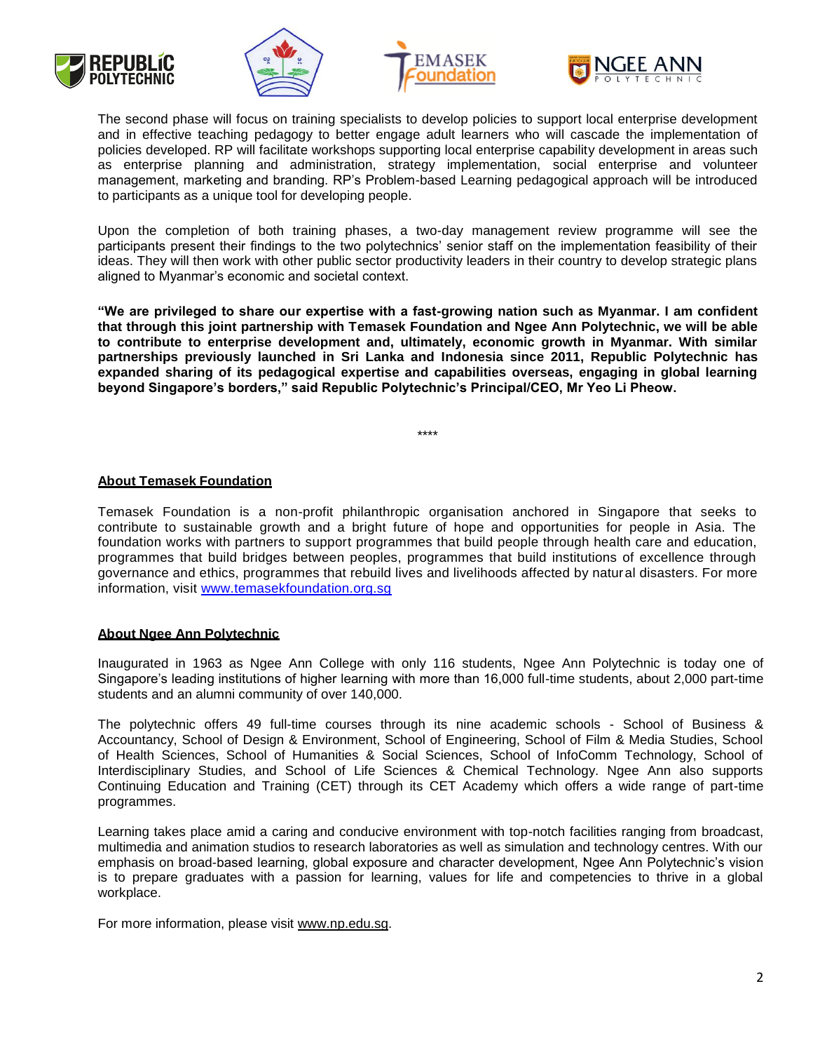The second phase will focus on training specialists to develop policies to support local enterprise development and in effective teaching pedagogy to better engage adult learners who will cascade the implementation of policies developed. RP will facilitate workshops supporting local enterprise capability development in areas such as enterprise planning and administration, strategy implementation, social enterprise and volunteer management, marketing and branding. RP's Problem-based Learning pedagogical approach will be introduced to participants as a unique tool for developing people.

Upon the completion of both training phases, a two-day management review programme will see the participants present their findings to the two polytechnics' senior staff on the implementation feasibility of their ideas. They will then work with other public sector productivity leaders in their country to develop strategic plans aligned to Myanmar's economic and societal context.

**"We are privileged to share our expertise with a fast-growing nation such as Myanmar. I am confident that through this joint partnership with Temasek Foundation and Ngee Ann Polytechnic, we will be able to contribute to enterprise development and, ultimately, economic growth in Myanmar. With similar partnerships previously launched in Sri Lanka and Indonesia since 2011, Republic Polytechnic has expanded sharing of its pedagogical expertise and capabilities overseas, engaging in global learning beyond Singapore's borders," said Republic Polytechnic's Principal/CEO, Mr Yeo Li Pheow.**

****

## About Temasek Foundation

Temasek Foundation is a non-profit philanthropic organisation anchored in Singapore that seeks to contribute to sustainable growth and a bright future of hope and opportunities for people in Asia. The foundation works with partners to support programmes that build people through health care and education, programmes that build bridges between peoples, programmes that build institutions of excellence through governance and ethics, programmes that rebuild lives and livelihoods affected by natural disasters. For more information, visit www.temasekfoundation.org.sg

## About Ngee Ann Polytechnic

Inaugurated in 1963 as Ngee Ann College with only 116 students, Ngee Ann Polytechnic is today one of Singapore's leading institutions of higher learning with more than 16,000 full-time students, about 2,000 part-time students and an alumni community of over 140,000.

The polytechnic offers 49 full-time courses through its nine academic schools - School of Business & Accountancy, School of Design & Environment, School of Engineering, School of Film & Media Studies, School of Health Sciences, School of Humanities & Social Sciences, School of InfoComm Technology, School of Interdisciplinary Studies, and School of Life Sciences & Chemical Technology. Ngee Ann also supports Continuing Education and Training (CET) through its CET Academy which offers a wide range of part-time programmes.

Learning takes place amid a caring and conducive environment with top-notch facilities ranging from broadcast, multimedia and animation studios to research laboratories as well as simulation and technology centres. With our emphasis on broad-based learning, global exposure and character development, Ngee Ann Polytechnic's vision is to prepare graduates with a passion for learning, values for life and competencies to thrive in a global workplace.

For more information, please visit www.np.edu.sg.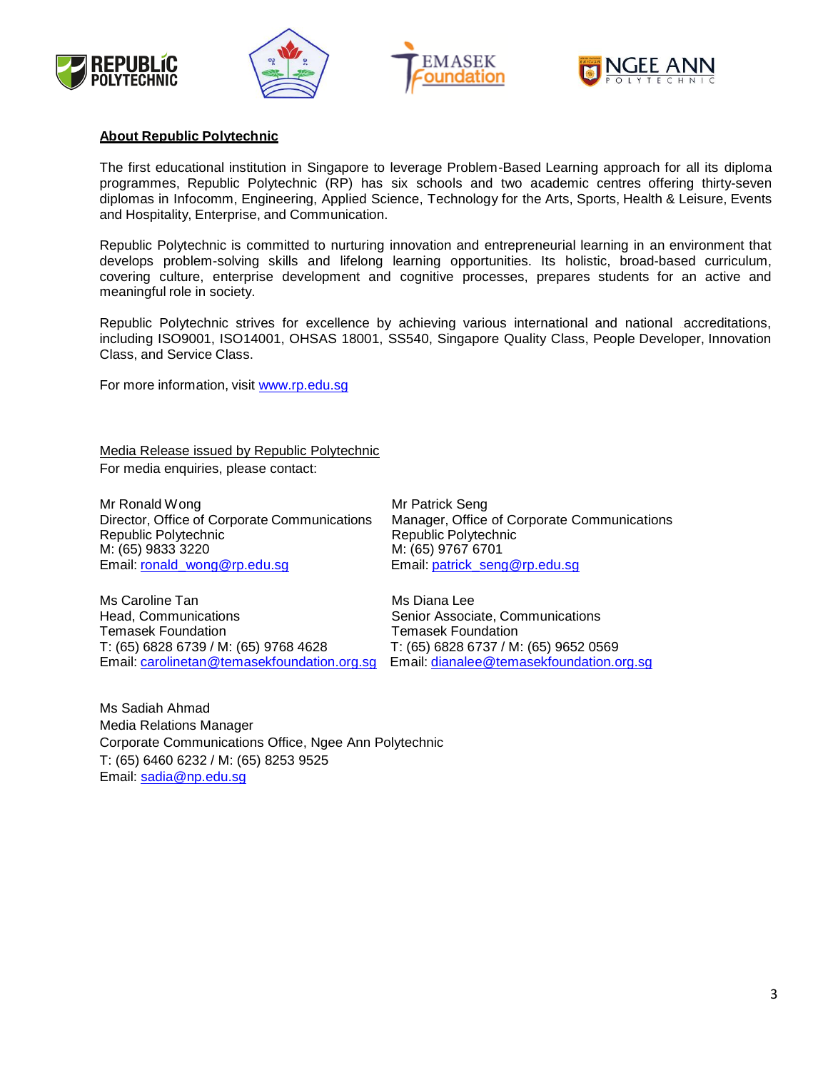**About Republic Polytechnic**

The first educational institution in Singapore to leverage Problem-Based Learning approach for all its diploma programmes, Republic Polytechnic (RP) has six schools and two academic centres offering thirty-seven diplomas in Infocomm, Engineering, Applied Science, Technology for the Arts, Sports, Health & Leisure, Events and Hospitality, Enterprise, and Communication.

Republic Polytechnic is committed to nurturing innovation and entrepreneurial learning in an environment that develops problem-solving skills and lifelong learning opportunities. Its holistic, broad-based curriculum, covering culture, enterprise development and cognitive processes, prepares students for an active and meaningful role in society.

Republic Polytechnic strives for excellence by achieving various international and national accreditations, including ISO9001, ISO14001, OHSAS 18001, SS540, Singapore Quality Class, People Developer, Innovation Class, and Service Class.

For more information, visit www.rp.edu.sg

Media Release issued by Republic Polytechnic
For media enquiries, please contact:

Mr Ronald Wong
Director, Office of Corporate Communications
Republic Polytechnic
M: (65) 9833 3220
Email: ronald_wong@rp.edu.sg

Mr Patrick Seng
Manager, Office of Corporate Communications
Republic Polytechnic
M: (65) 9767 6701
Email: patrick_seng@rp.edu.sg

Ms Caroline Tan
Head, Communications
Temasek Foundation
T: (65) 6828 6739 / M: (65) 9768 4628
Email: carolinetan@temasekfoundation.org.sg

Ms Diana Lee
Senior Associate, Communications
Temasek Foundation
T: (65) 6828 6737 / M: (65) 9652 0569
Email: dianalee@temasekfoundation.org.sg

Ms Sadiah Ahmad
Media Relations Manager
Corporate Communications Office, Ngee Ann Polytechnic
T: (65) 6460 6232 / M: (65) 8253 9525
Email: sadia@np.edu.sg